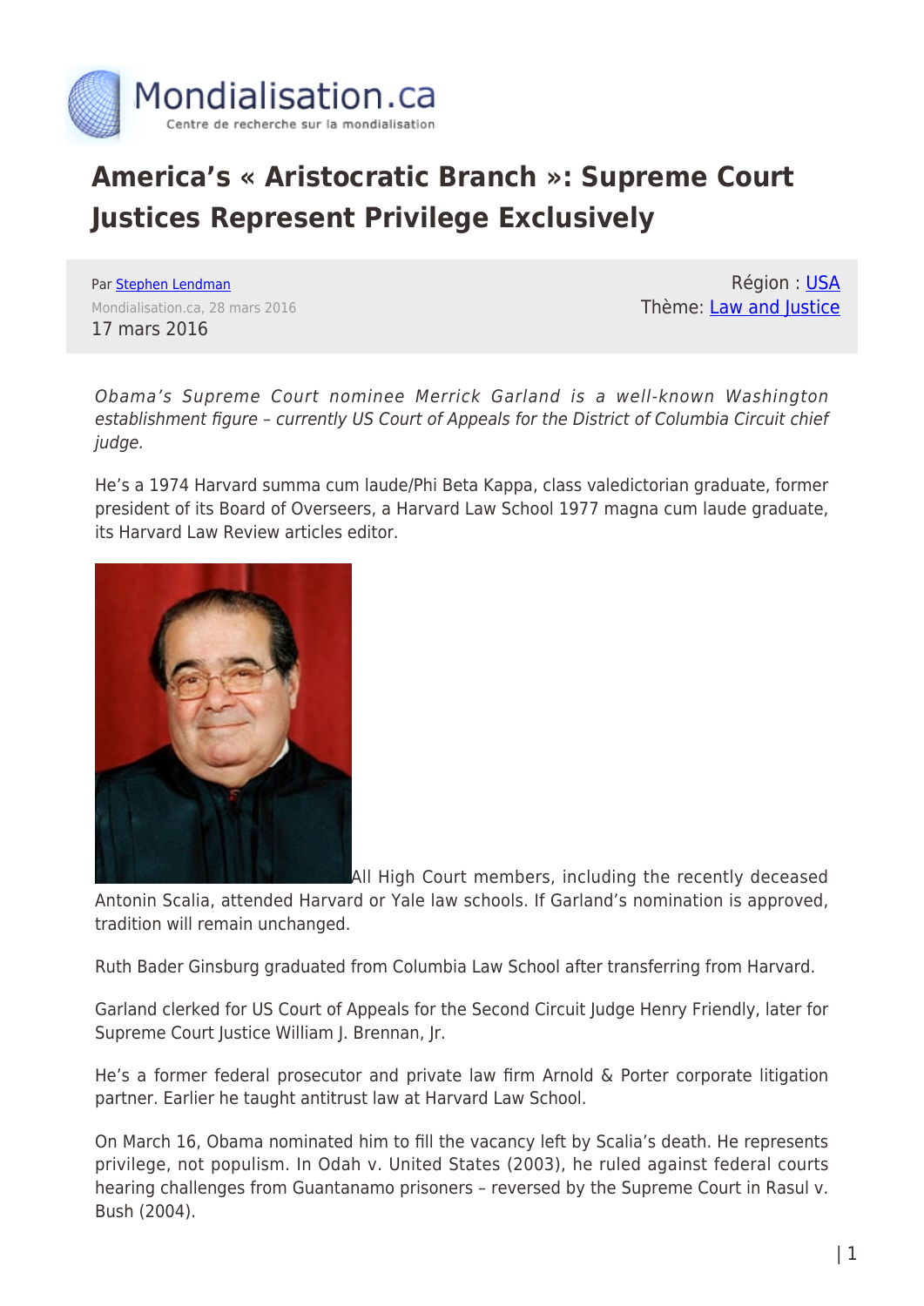Mondialisation.ca
Centre de recherche sur la mondialisation

# America's « Aristocratic Branch »: Supreme Court Justices Represent Privilege Exclusively

Par [Stephen Lendman](#)
Mondialisation.ca, 28 mars 2016
17 mars 2016

Région : [USA](#)
Thème: [Law and Justice](#)

*Obama's Supreme Court nominee Merrick Garland is a well-known Washington establishment figure – currently US Court of Appeals for the District of Columbia Circuit chief judge.*

He's a 1974 Harvard summa cum laude/Phi Beta Kappa, class valedictorian graduate, former president of its Board of Overseers, a Harvard Law School 1977 magna cum laude graduate, its Harvard Law Review articles editor.

All High Court members, including the recently deceased Antonin Scalia, attended Harvard or Yale law schools. If Garland's nomination is approved, tradition will remain unchanged.

Ruth Bader Ginsburg graduated from Columbia Law School after transferring from Harvard.

Garland clerked for US Court of Appeals for the Second Circuit Judge Henry Friendly, later for Supreme Court Justice William J. Brennan, Jr.

He's a former federal prosecutor and private law firm Arnold & Porter corporate litigation partner. Earlier he taught antitrust law at Harvard Law School.

On March 16, Obama nominated him to fill the vacancy left by Scalia's death. He represents privilege, not populism. In Odah v. United States (2003), he ruled against federal courts hearing challenges from Guantanamo prisoners – reversed by the Supreme Court in Rasul v. Bush (2004).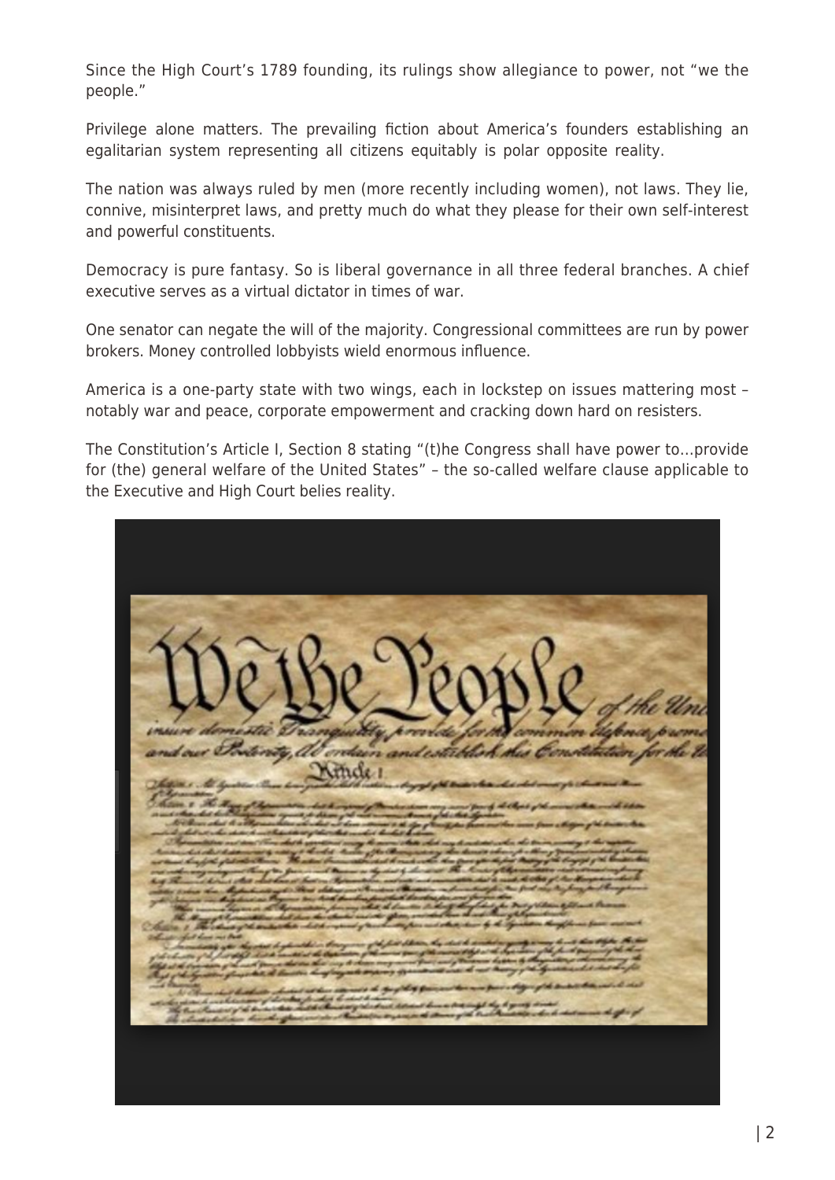Since the High Court's 1789 founding, its rulings show allegiance to power, not "we the people."

Privilege alone matters. The prevailing fiction about America's founders establishing an egalitarian system representing all citizens equitably is polar opposite reality.

The nation was always ruled by men (more recently including women), not laws. They lie, connive, misinterpret laws, and pretty much do what they please for their own self-interest and powerful constituents.

Democracy is pure fantasy. So is liberal governance in all three federal branches. A chief executive serves as a virtual dictator in times of war.

One senator can negate the will of the majority. Congressional committees are run by power brokers. Money controlled lobbyists wield enormous influence.

America is a one-party state with two wings, each in lockstep on issues mattering most – notably war and peace, corporate empowerment and cracking down hard on resisters.

The Constitution's Article I, Section 8 stating "(t)he Congress shall have power to…provide for (the) general welfare of the United States" – the so-called welfare clause applicable to the Executive and High Court belies reality.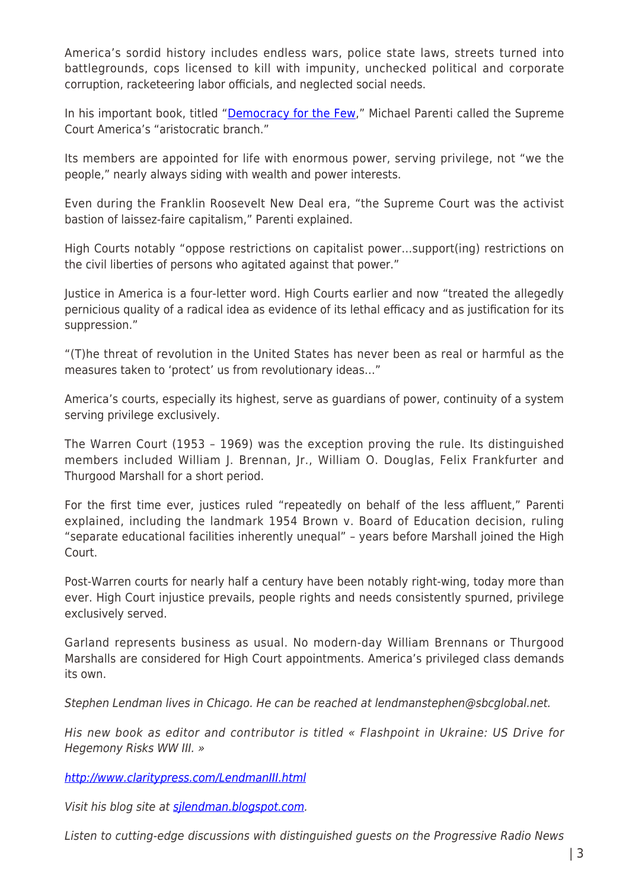America's sordid history includes endless wars, police state laws, streets turned into battlegrounds, cops licensed to kill with impunity, unchecked political and corporate corruption, racketeering labor officials, and neglected social needs.

In his important book, titled "[Democracy for the Few](#)," Michael Parenti called the Supreme Court America's "aristocratic branch."

Its members are appointed for life with enormous power, serving privilege, not "we the people," nearly always siding with wealth and power interests.

Even during the Franklin Roosevelt New Deal era, "the Supreme Court was the activist bastion of laissez-faire capitalism," Parenti explained.

High Courts notably "oppose restrictions on capitalist power…support(ing) restrictions on the civil liberties of persons who agitated against that power."

Justice in America is a four-letter word. High Courts earlier and now "treated the allegedly pernicious quality of a radical idea as evidence of its lethal efficacy and as justification for its suppression."

"(T)he threat of revolution in the United States has never been as real or harmful as the measures taken to 'protect' us from revolutionary ideas…"

America's courts, especially its highest, serve as guardians of power, continuity of a system serving privilege exclusively.

The Warren Court (1953 – 1969) was the exception proving the rule. Its distinguished members included William J. Brennan, Jr., William O. Douglas, Felix Frankfurter and Thurgood Marshall for a short period.

For the first time ever, justices ruled "repeatedly on behalf of the less affluent," Parenti explained, including the landmark 1954 Brown v. Board of Education decision, ruling "separate educational facilities inherently unequal" – years before Marshall joined the High Court.

Post-Warren courts for nearly half a century have been notably right-wing, today more than ever. High Court injustice prevails, people rights and needs consistently spurned, privilege exclusively served.

Garland represents business as usual. No modern-day William Brennans or Thurgood Marshalls are considered for High Court appointments. America's privileged class demands its own.

*Stephen Lendman lives in Chicago. He can be reached at lendmanstephen@sbcglobal.net.*

*His new book as editor and contributor is titled « Flashpoint in Ukraine: US Drive for Hegemony Risks WW III. »*

*[http://www.claritypress.com/LendmanIII.html](http://www.claritypress.com/LendmanIII.html)*

*Visit his blog site at [sjlendman.blogspot.com](http://sjlendman.blogspot.com).*

*Listen to cutting-edge discussions with distinguished guests on the Progressive Radio News*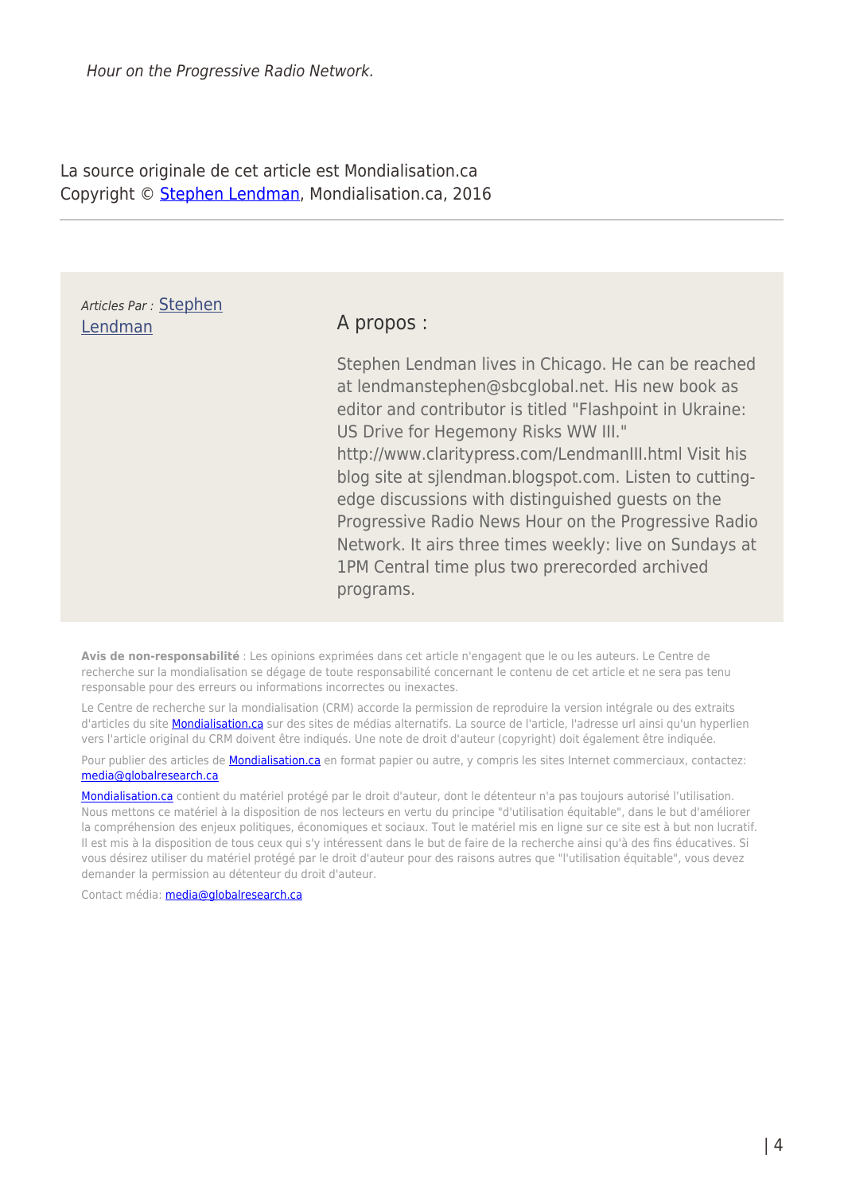*Hour on the Progressive Radio Network.*

La source originale de cet article est Mondialisation.ca
Copyright © [Stephen Lendman](), Mondialisation.ca, 2016

---

*Articles Par :* [Stephen Lendman]()

## A propos :

Stephen Lendman lives in Chicago. He can be reached at lendmanstephen@sbcglobal.net. His new book as editor and contributor is titled "Flashpoint in Ukraine: US Drive for Hegemony Risks WW III." http://www.claritypress.com/LendmanIII.html Visit his blog site at sjlendman.blogspot.com. Listen to cutting-edge discussions with distinguished guests on the Progressive Radio News Hour on the Progressive Radio Network. It airs three times weekly: live on Sundays at 1PM Central time plus two prerecorded archived programs.

**Avis de non-responsabilité** : Les opinions exprimées dans cet article n'engagent que le ou les auteurs. Le Centre de recherche sur la mondialisation se dégage de toute responsabilité concernant le contenu de cet article et ne sera pas tenu responsable pour des erreurs ou informations incorrectes ou inexactes.

Le Centre de recherche sur la mondialisation (CRM) accorde la permission de reproduire la version intégrale ou des extraits d'articles du site [Mondialisation.ca]() sur des sites de médias alternatifs. La source de l'article, l'adresse url ainsi qu'un hyperlien vers l'article original du CRM doivent être indiqués. Une note de droit d'auteur (copyright) doit également être indiquée.

Pour publier des articles de [Mondialisation.ca]() en format papier ou autre, y compris les sites Internet commerciaux, contactez: [media@globalresearch.ca]()

[Mondialisation.ca]() contient du matériel protégé par le droit d'auteur, dont le détenteur n'a pas toujours autorisé l'utilisation. Nous mettons ce matériel à la disposition de nos lecteurs en vertu du principe "d'utilisation équitable", dans le but d'améliorer la compréhension des enjeux politiques, économiques et sociaux. Tout le matériel mis en ligne sur ce site est à but non lucratif. Il est mis à la disposition de tous ceux qui s'y intéressent dans le but de faire de la recherche ainsi qu'à des fins éducatives. Si vous désirez utiliser du matériel protégé par le droit d'auteur pour des raisons autres que "l'utilisation équitable", vous devez demander la permission au détenteur du droit d'auteur.

Contact média: [media@globalresearch.ca]()